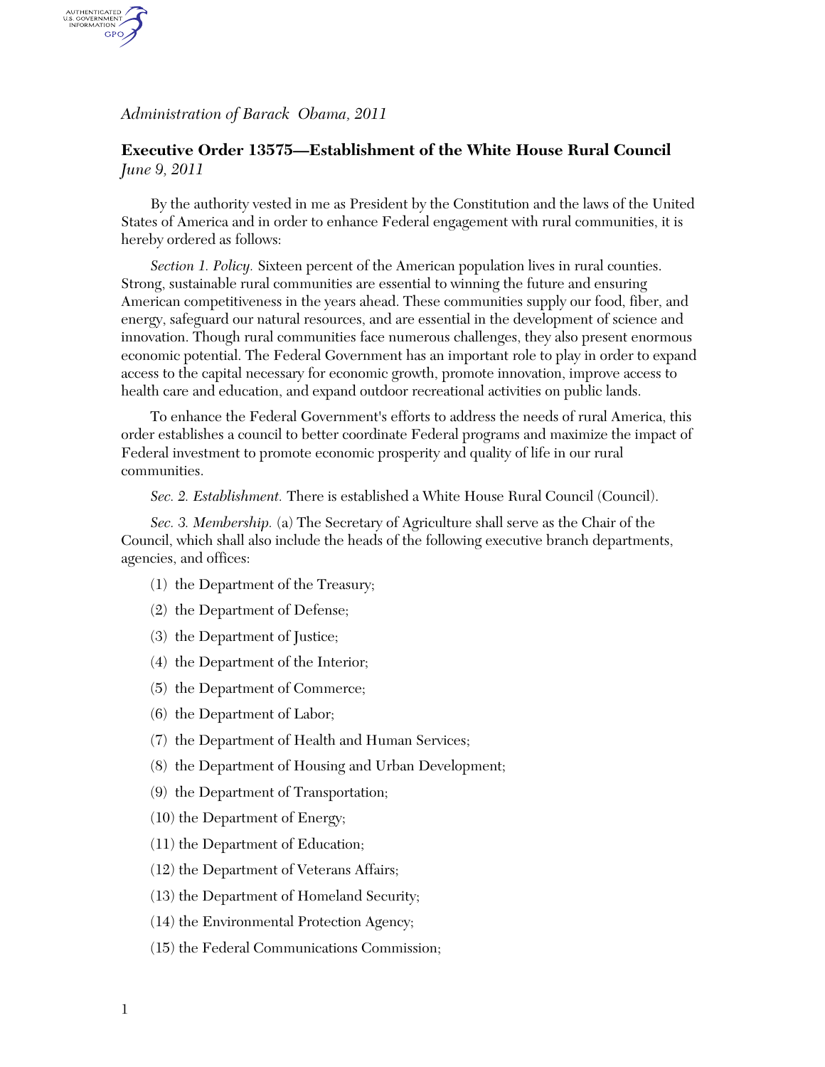*Administration of Barack Obama, 2011*

**Executive Order 13575—Establishment of the White House Rural Council**
*June 9, 2011*

By the authority vested in me as President by the Constitution and the laws of the United States of America and in order to enhance Federal engagement with rural communities, it is hereby ordered as follows:

*Section 1. Policy.* Sixteen percent of the American population lives in rural counties. Strong, sustainable rural communities are essential to winning the future and ensuring American competitiveness in the years ahead. These communities supply our food, fiber, and energy, safeguard our natural resources, and are essential in the development of science and innovation. Though rural communities face numerous challenges, they also present enormous economic potential. The Federal Government has an important role to play in order to expand access to the capital necessary for economic growth, promote innovation, improve access to health care and education, and expand outdoor recreational activities on public lands.

To enhance the Federal Government's efforts to address the needs of rural America, this order establishes a council to better coordinate Federal programs and maximize the impact of Federal investment to promote economic prosperity and quality of life in our rural communities.

*Sec. 2. Establishment.* There is established a White House Rural Council (Council).

*Sec. 3. Membership.* (a) The Secretary of Agriculture shall serve as the Chair of the Council, which shall also include the heads of the following executive branch departments, agencies, and offices:

(1) the Department of the Treasury;

(2) the Department of Defense;

(3) the Department of Justice;

(4) the Department of the Interior;

(5) the Department of Commerce;

(6) the Department of Labor;

(7) the Department of Health and Human Services;

(8) the Department of Housing and Urban Development;

(9) the Department of Transportation;

(10) the Department of Energy;

(11) the Department of Education;

(12) the Department of Veterans Affairs;

(13) the Department of Homeland Security;

(14) the Environmental Protection Agency;

(15) the Federal Communications Commission;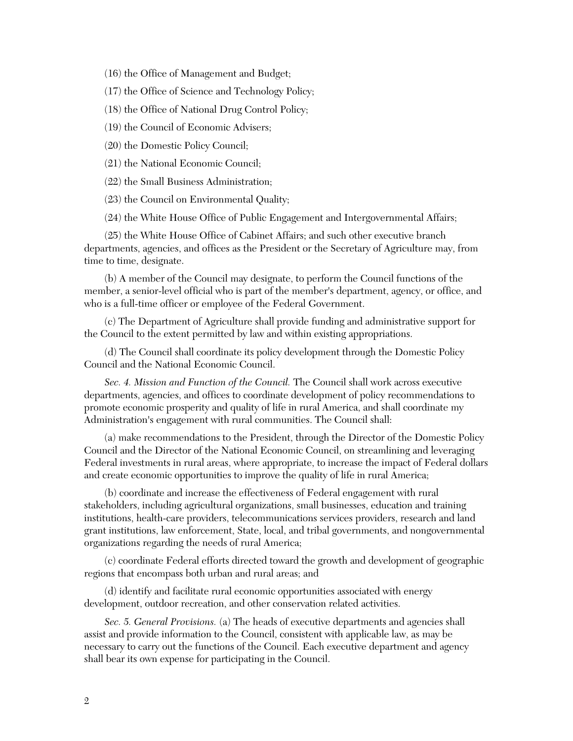(16) the Office of Management and Budget;

(17) the Office of Science and Technology Policy;

(18) the Office of National Drug Control Policy;

(19) the Council of Economic Advisers;

(20) the Domestic Policy Council;

(21) the National Economic Council;

(22) the Small Business Administration;

(23) the Council on Environmental Quality;

(24) the White House Office of Public Engagement and Intergovernmental Affairs;

(25) the White House Office of Cabinet Affairs; and such other executive branch departments, agencies, and offices as the President or the Secretary of Agriculture may, from time to time, designate.

(b) A member of the Council may designate, to perform the Council functions of the member, a senior-level official who is part of the member's department, agency, or office, and who is a full-time officer or employee of the Federal Government.

(c) The Department of Agriculture shall provide funding and administrative support for the Council to the extent permitted by law and within existing appropriations.

(d) The Council shall coordinate its policy development through the Domestic Policy Council and the National Economic Council.

*Sec. 4. Mission and Function of the Council.* The Council shall work across executive departments, agencies, and offices to coordinate development of policy recommendations to promote economic prosperity and quality of life in rural America, and shall coordinate my Administration's engagement with rural communities. The Council shall:

(a) make recommendations to the President, through the Director of the Domestic Policy Council and the Director of the National Economic Council, on streamlining and leveraging Federal investments in rural areas, where appropriate, to increase the impact of Federal dollars and create economic opportunities to improve the quality of life in rural America;

(b) coordinate and increase the effectiveness of Federal engagement with rural stakeholders, including agricultural organizations, small businesses, education and training institutions, health-care providers, telecommunications services providers, research and land grant institutions, law enforcement, State, local, and tribal governments, and nongovernmental organizations regarding the needs of rural America;

(c) coordinate Federal efforts directed toward the growth and development of geographic regions that encompass both urban and rural areas; and

(d) identify and facilitate rural economic opportunities associated with energy development, outdoor recreation, and other conservation related activities.

*Sec. 5. General Provisions.* (a) The heads of executive departments and agencies shall assist and provide information to the Council, consistent with applicable law, as may be necessary to carry out the functions of the Council. Each executive department and agency shall bear its own expense for participating in the Council.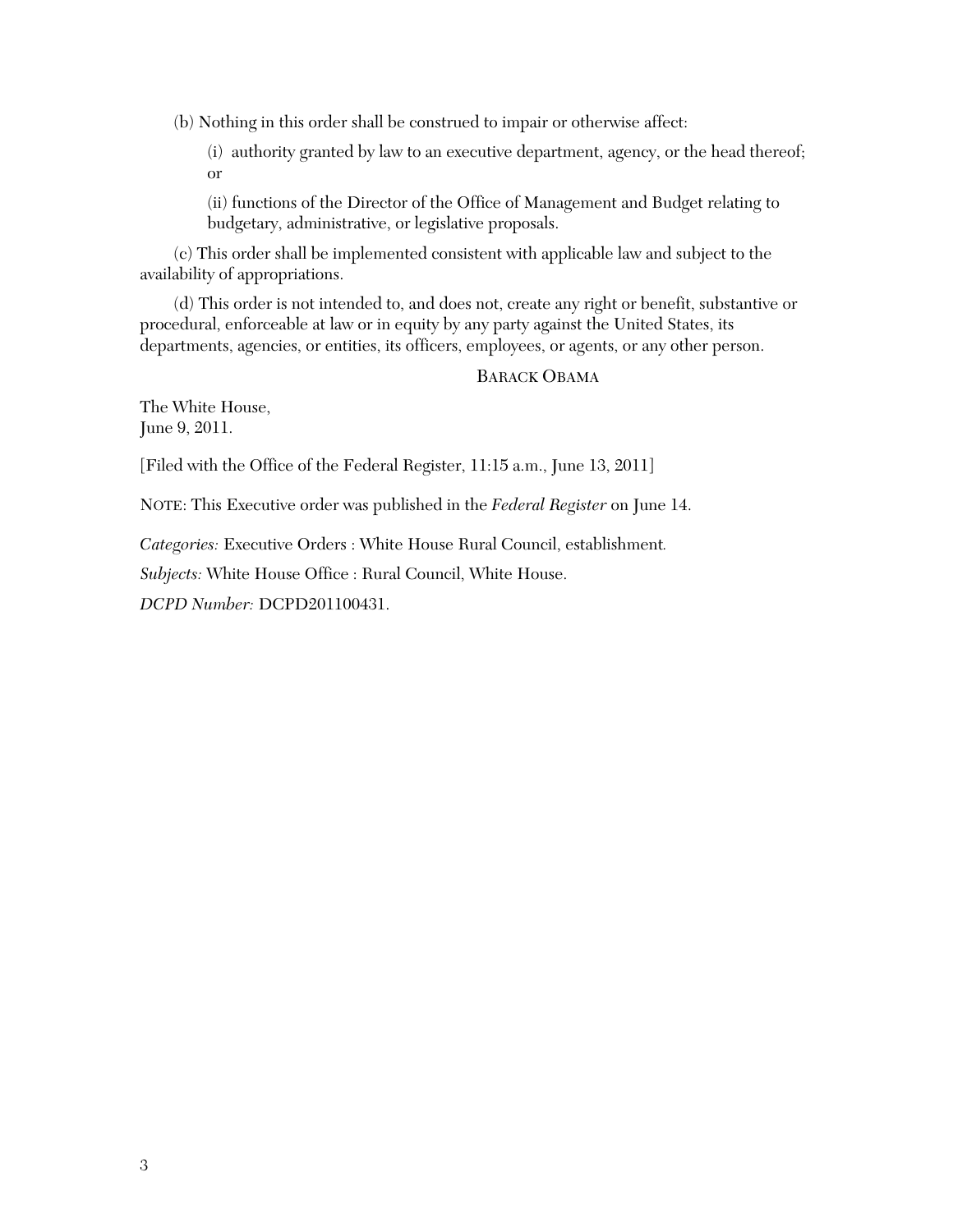(b) Nothing in this order shall be construed to impair or otherwise affect:

(i) authority granted by law to an executive department, agency, or the head thereof; or

(ii) functions of the Director of the Office of Management and Budget relating to budgetary, administrative, or legislative proposals.

(c) This order shall be implemented consistent with applicable law and subject to the availability of appropriations.

(d) This order is not intended to, and does not, create any right or benefit, substantive or procedural, enforceable at law or in equity by any party against the United States, its departments, agencies, or entities, its officers, employees, or agents, or any other person.

BARACK OBAMA

The White House,
June 9, 2011.

[Filed with the Office of the Federal Register, 11:15 a.m., June 13, 2011]

NOTE: This Executive order was published in the *Federal Register* on June 14.

*Categories:* Executive Orders : White House Rural Council, establishment.

*Subjects:* White House Office : Rural Council, White House.

*DCPD Number:* DCPD201100431.